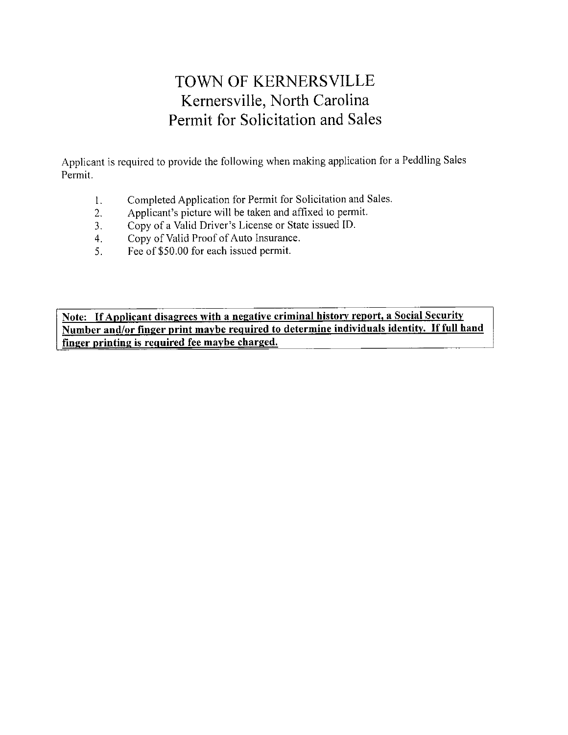# TOWN OF KERNERSVILLE
## Kernersville, North Carolina
## Permit for Solicitation and Sales

Applicant is required to provide the following when making application for a Peddling Sales Permit.

1. Completed Application for Permit for Solicitation and Sales.
2. Applicant's picture will be taken and affixed to permit.
3. Copy of a Valid Driver's License or State issued ID.
4. Copy of Valid Proof of Auto Insurance.
5. Fee of $50.00 for each issued permit.

**Note: If Applicant disagrees with a negative criminal history report, a Social Security Number and/or finger print maybe required to determine individuals identity. If full hand finger printing is required fee maybe charged.**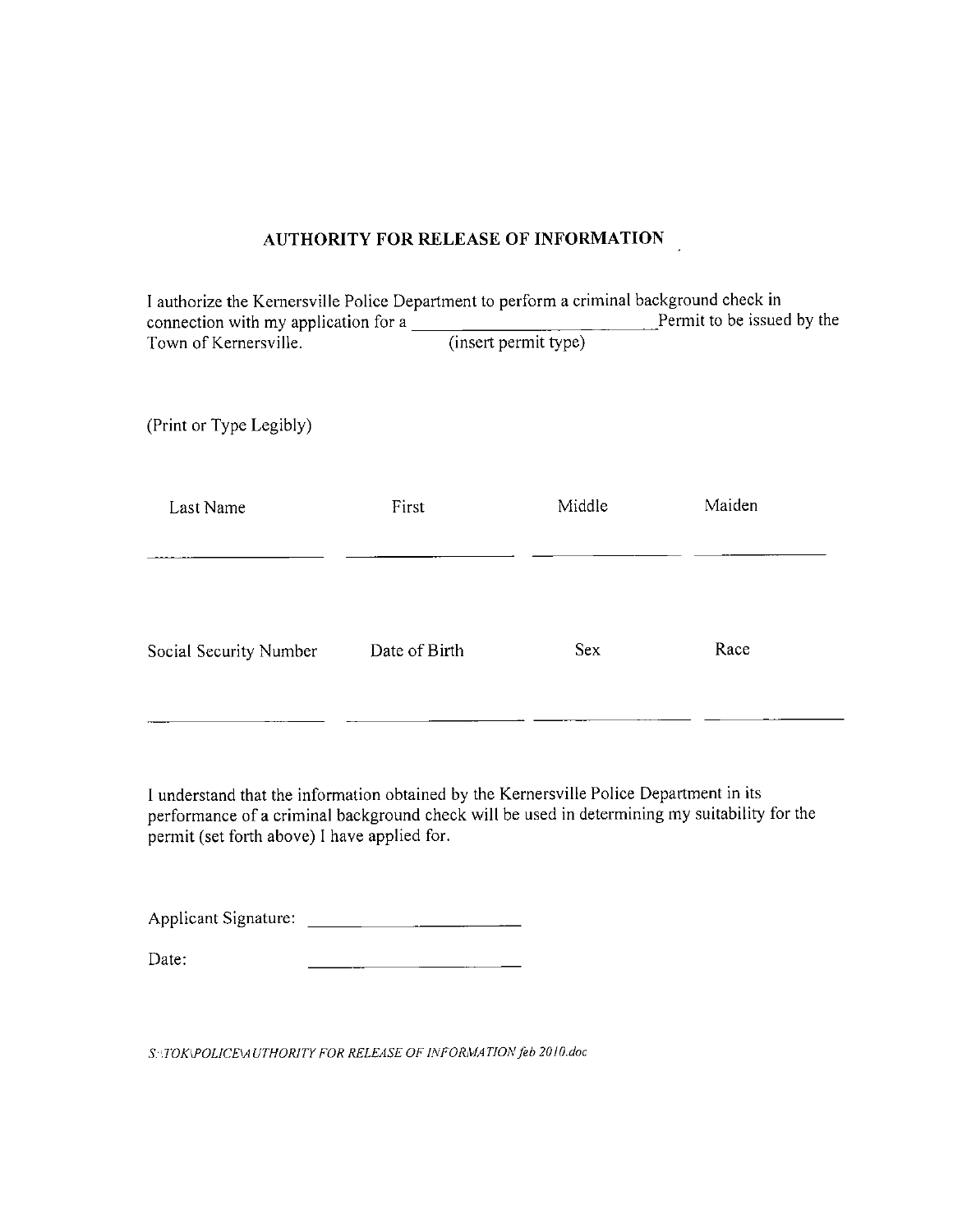## AUTHORITY FOR RELEASE OF INFORMATION

I authorize the Kernersville Police Department to perform a criminal background check in connection with my application for a ______________________________ Permit to be issued by the Town of Kernersville.
(insert permit type)

(Print or Type Legibly)

| Last Name | First | Middle | Maiden |
| --- | --- | --- | --- |
| ________________ | ________________ | ________________ | ________________ |

| Social Security Number | Date of Birth | Sex | Race |
| --- | --- | --- | --- |
| ________________ | ________________ | ________________ | ________________ |

I understand that the information obtained by the Kernersville Police Department in its performance of a criminal background check will be used in determining my suitability for the permit (set forth above) I have applied for.

Applicant Signature: ______________________

Date: ______________________

*S:\TOK\POLICE\AUTHORITY FOR RELEASE OF INFORMATION feb 2010.doc*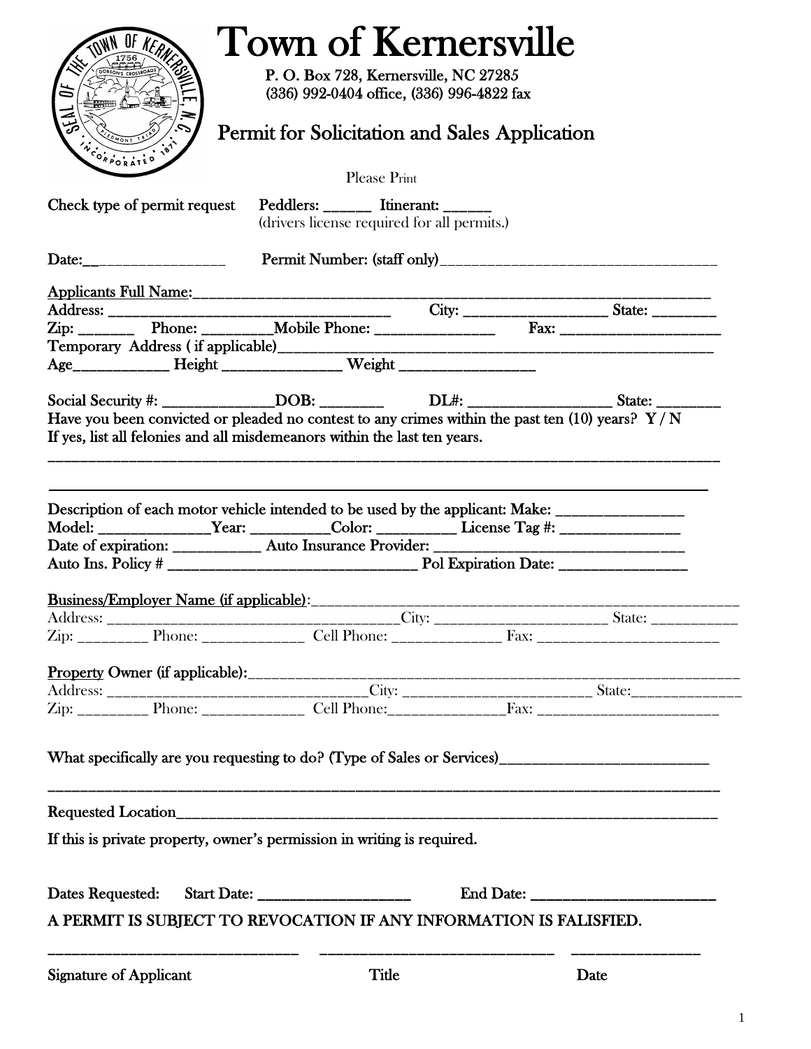# Town of Kernersville

P. O. Box 728, Kernersville, NC 27285
(336) 992-0404 office, (336) 996-4822 fax

## Permit for Solicitation and Sales Application

Please Print

Check type of permit request Peddlers: ______ Itinerant: ______
(drivers license required for all permits.)

Date:__________________ Permit Number: (staff only)____________________________________

Applicants Full Name:____________________________________________________________________________
Address: ______________________________________ City: ___________________ State: ________
Zip: _______ Phone: _________Mobile Phone: _______________ Fax: ____________________
Temporary Address ( if applicable)____________________________________________________________
Age____________ Height _______________ Weight _________________

Social Security #: _______________DOB: ________ DL#: ___________________ State: ________
Have you been convicted or pleaded no contest to any crimes within the past ten (10) years? Y / N
If yes, list all felonies and all misdemeanors within the last ten years.
____________________________________________________________________________________________
____________________________________________________________________________________________

Description of each motor vehicle intended to be used by the applicant: Make: ________________
Model: ______________Year: __________Color: __________ License Tag #: _______________
Date of expiration: ___________ Auto Insurance Provider: ________________________________
Auto Ins. Policy # _________________________________ Pol Expiration Date: ________________

Business/Employer Name (if applicable):________________________________________________________
Address: ______________________________________City: ______________________ State: ___________
Zip: _________ Phone: _____________ Cell Phone: ______________ Fax: ______________________

Property Owner (if applicable):________________________________________________________________
Address: __________________________________City: ________________________ State:______________
Zip: _________ Phone: _____________ Cell Phone:_______________Fax: ______________________

What specifically are you requesting to do? (Type of Sales or Services)____________________________
____________________________________________________________________________________________

Requested Location__________________________________________________________________________

If this is private property, owner's permission in writing is required.

Dates Requested: Start Date: ____________________ End Date: _________________________

**A PERMIT IS SUBJECT TO REVOCATION IF ANY INFORMATION IS FALISFIED.**

_________________________________ _______________________________ _________________

Signature of Applicant Title Date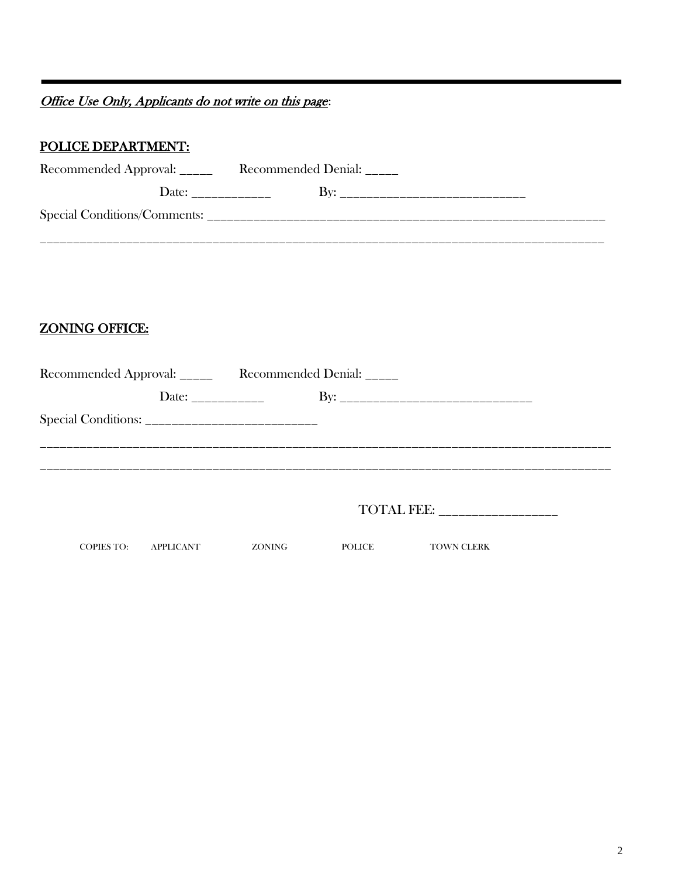---

*Office Use Only, Applicants do not write on this page*:

**POLICE DEPARTMENT:**

Recommended Approval: _____ Recommended Denial: _____

Date: ____________ By: ____________________________

Special Conditions/Comments: _______________________________________________________________

______________________________________________________________________________________

**ZONING OFFICE:**

Recommended Approval: _____ Recommended Denial: _____

Date: ___________ By: _____________________________

Special Conditions: ___________________________

_______________________________________________________________________________________

_______________________________________________________________________________________

TOTAL FEE: __________________

COPIES TO: APPLICANT ZONING POLICE TOWN CLERK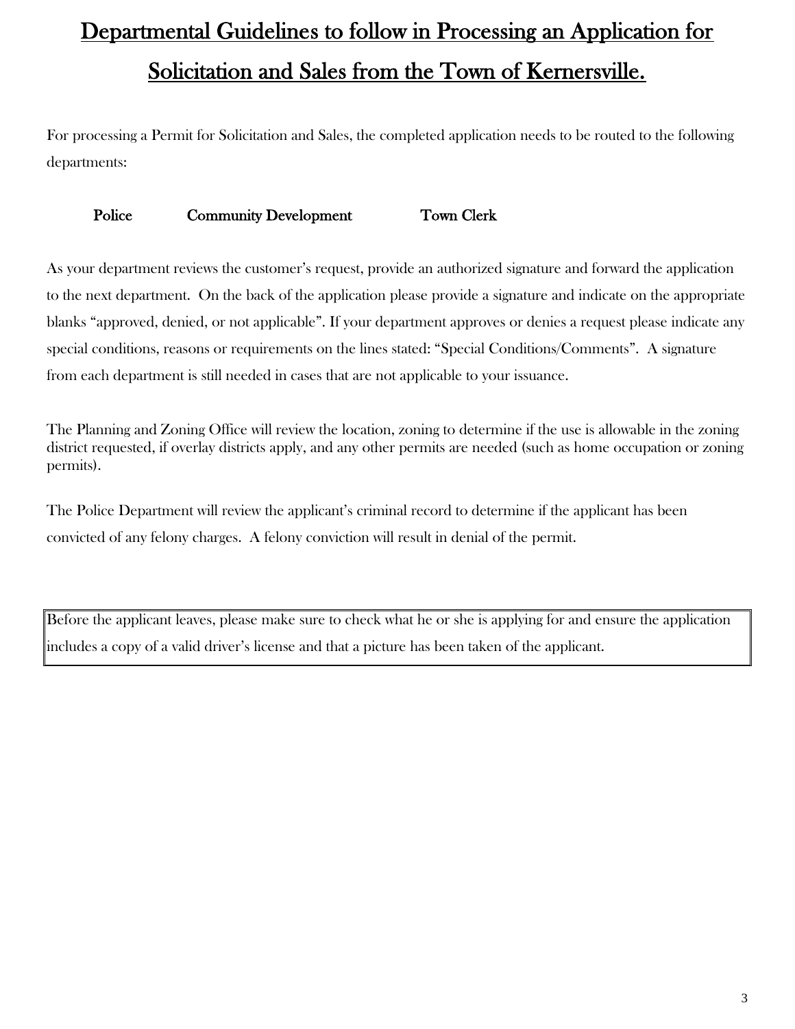# Departmental Guidelines to follow in Processing an Application for Solicitation and Sales from the Town of Kernersville.

For processing a Permit for Solicitation and Sales, the completed application needs to be routed to the following departments:

**Police** **Community Development** **Town Clerk**

As your department reviews the customer's request, provide an authorized signature and forward the application to the next department. On the back of the application please provide a signature and indicate on the appropriate blanks "approved, denied, or not applicable". If your department approves or denies a request please indicate any special conditions, reasons or requirements on the lines stated: "Special Conditions/Comments". A signature from each department is still needed in cases that are not applicable to your issuance.

The Planning and Zoning Office will review the location, zoning to determine if the use is allowable in the zoning district requested, if overlay districts apply, and any other permits are needed (such as home occupation or zoning permits).

The Police Department will review the applicant's criminal record to determine if the applicant has been convicted of any felony charges. A felony conviction will result in denial of the permit.

Before the applicant leaves, please make sure to check what he or she is applying for and ensure the application includes a copy of a valid driver's license and that a picture has been taken of the applicant.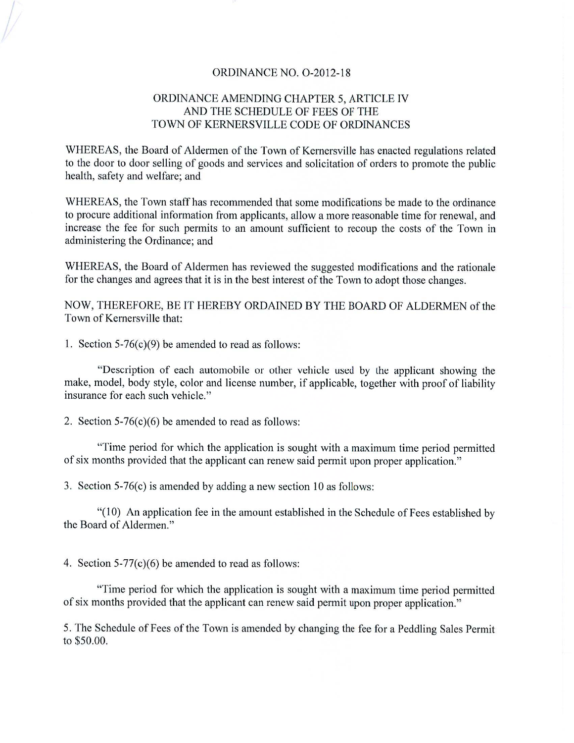# ORDINANCE NO. O-2012-18

## ORDINANCE AMENDING CHAPTER 5, ARTICLE IV AND THE SCHEDULE OF FEES OF THE TOWN OF KERNERSVILLE CODE OF ORDINANCES

WHEREAS, the Board of Aldermen of the Town of Kernersville has enacted regulations related to the door to door selling of goods and services and solicitation of orders to promote the public health, safety and welfare; and

WHEREAS, the Town staff has recommended that some modifications be made to the ordinance to procure additional information from applicants, allow a more reasonable time for renewal, and increase the fee for such permits to an amount sufficient to recoup the costs of the Town in administering the Ordinance; and

WHEREAS, the Board of Aldermen has reviewed the suggested modifications and the rationale for the changes and agrees that it is in the best interest of the Town to adopt those changes.

NOW, THEREFORE, BE IT HEREBY ORDAINED BY THE BOARD OF ALDERMEN of the Town of Kernersville that:

1. Section 5-76(c)(9) be amended to read as follows:

"Description of each automobile or other vehicle used by the applicant showing the make, model, body style, color and license number, if applicable, together with proof of liability insurance for each such vehicle."

2. Section 5-76(c)(6) be amended to read as follows:

"Time period for which the application is sought with a maximum time period permitted of six months provided that the applicant can renew said permit upon proper application."

3. Section 5-76(c) is amended by adding a new section 10 as follows:

"(10) An application fee in the amount established in the Schedule of Fees established by the Board of Aldermen."

4. Section 5-77(c)(6) be amended to read as follows:

"Time period for which the application is sought with a maximum time period permitted of six months provided that the applicant can renew said permit upon proper application."

5. The Schedule of Fees of the Town is amended by changing the fee for a Peddling Sales Permit to $50.00.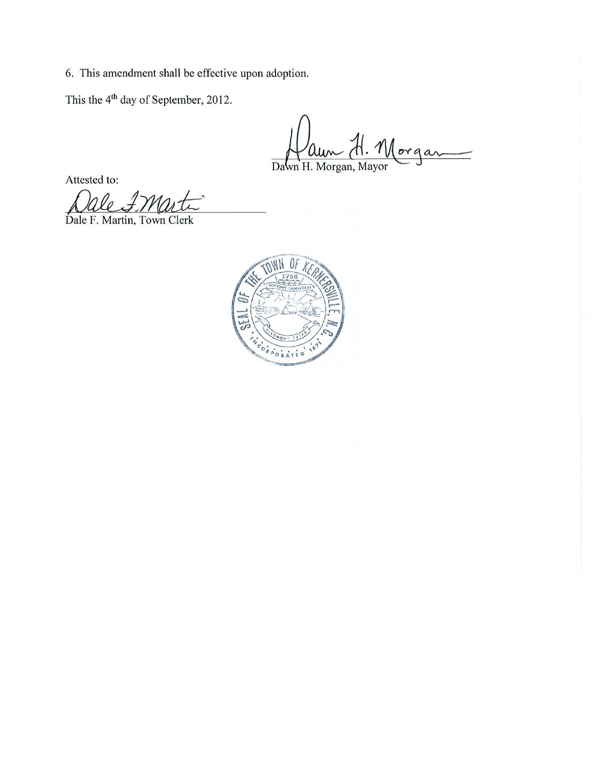6. This amendment shall be effective upon adoption.

This the 4th day of September, 2012.

Dawn H. Morgan, Mayor

Attested to:

Dale F. Martin, Town Clerk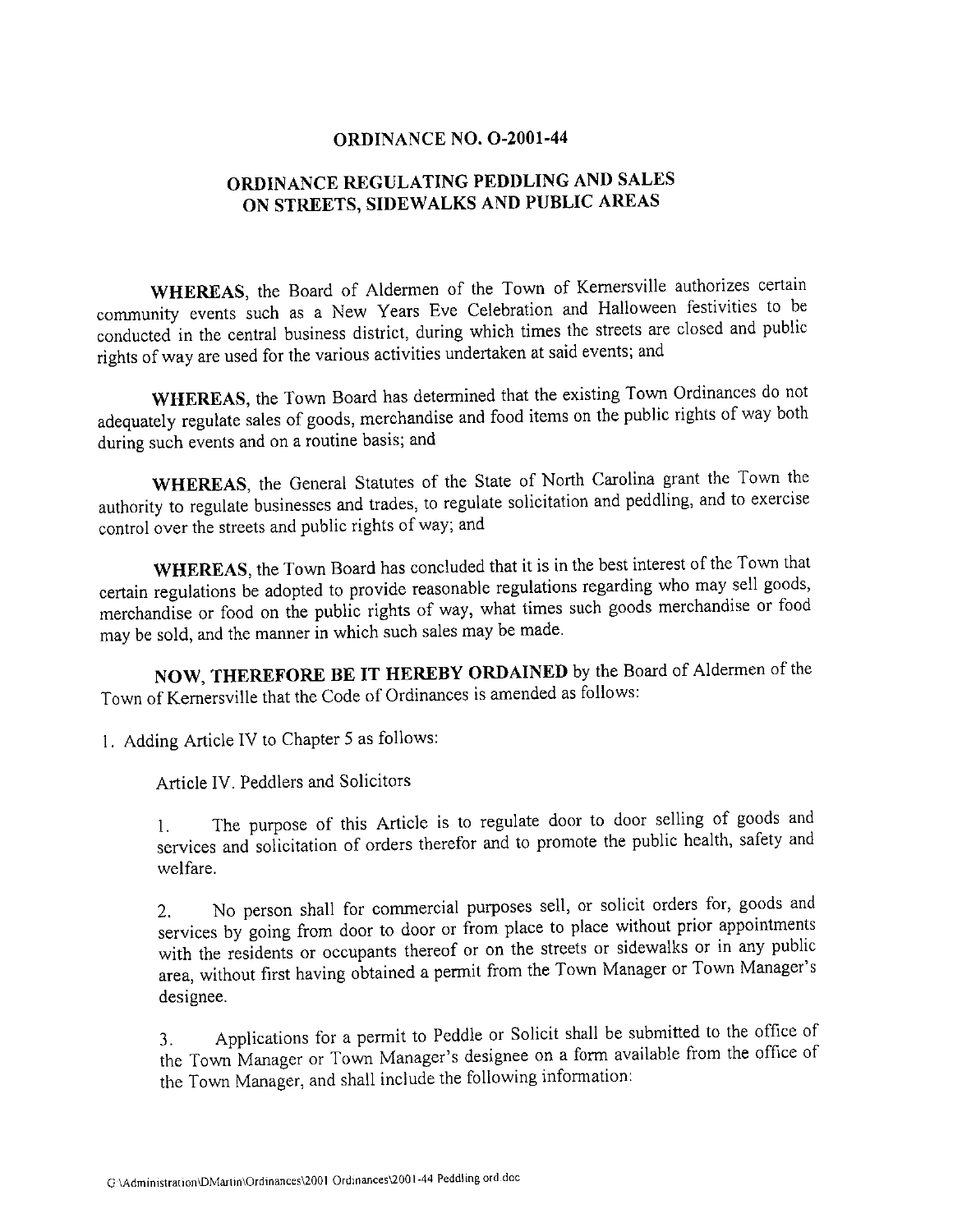## ORDINANCE NO. O-2001-44

## ORDINANCE REGULATING PEDDLING AND SALES ON STREETS, SIDEWALKS AND PUBLIC AREAS

**WHEREAS**, the Board of Aldermen of the Town of Kernersville authorizes certain community events such as a New Years Eve Celebration and Halloween festivities to be conducted in the central business district, during which times the streets are closed and public rights of way are used for the various activities undertaken at said events; and

**WHEREAS**, the Town Board has determined that the existing Town Ordinances do not adequately regulate sales of goods, merchandise and food items on the public rights of way both during such events and on a routine basis; and

**WHEREAS**, the General Statutes of the State of North Carolina grant the Town the authority to regulate businesses and trades, to regulate solicitation and peddling, and to exercise control over the streets and public rights of way; and

**WHEREAS**, the Town Board has concluded that it is in the best interest of the Town that certain regulations be adopted to provide reasonable regulations regarding who may sell goods, merchandise or food on the public rights of way, what times such goods merchandise or food may be sold, and the manner in which such sales may be made.

**NOW, THEREFORE BE IT HEREBY ORDAINED** by the Board of Aldermen of the Town of Kernersville that the Code of Ordinances is amended as follows:

1. Adding Article IV to Chapter 5 as follows:

Article IV. Peddlers and Solicitors

1. The purpose of this Article is to regulate door to door selling of goods and services and solicitation of orders therefor and to promote the public health, safety and welfare.

2. No person shall for commercial purposes sell, or solicit orders for, goods and services by going from door to door or from place to place without prior appointments with the residents or occupants thereof or on the streets or sidewalks or in any public area, without first having obtained a permit from the Town Manager or Town Manager's designee.

3. Applications for a permit to Peddle or Solicit shall be submitted to the office of the Town Manager or Town Manager's designee on a form available from the office of the Town Manager, and shall include the following information: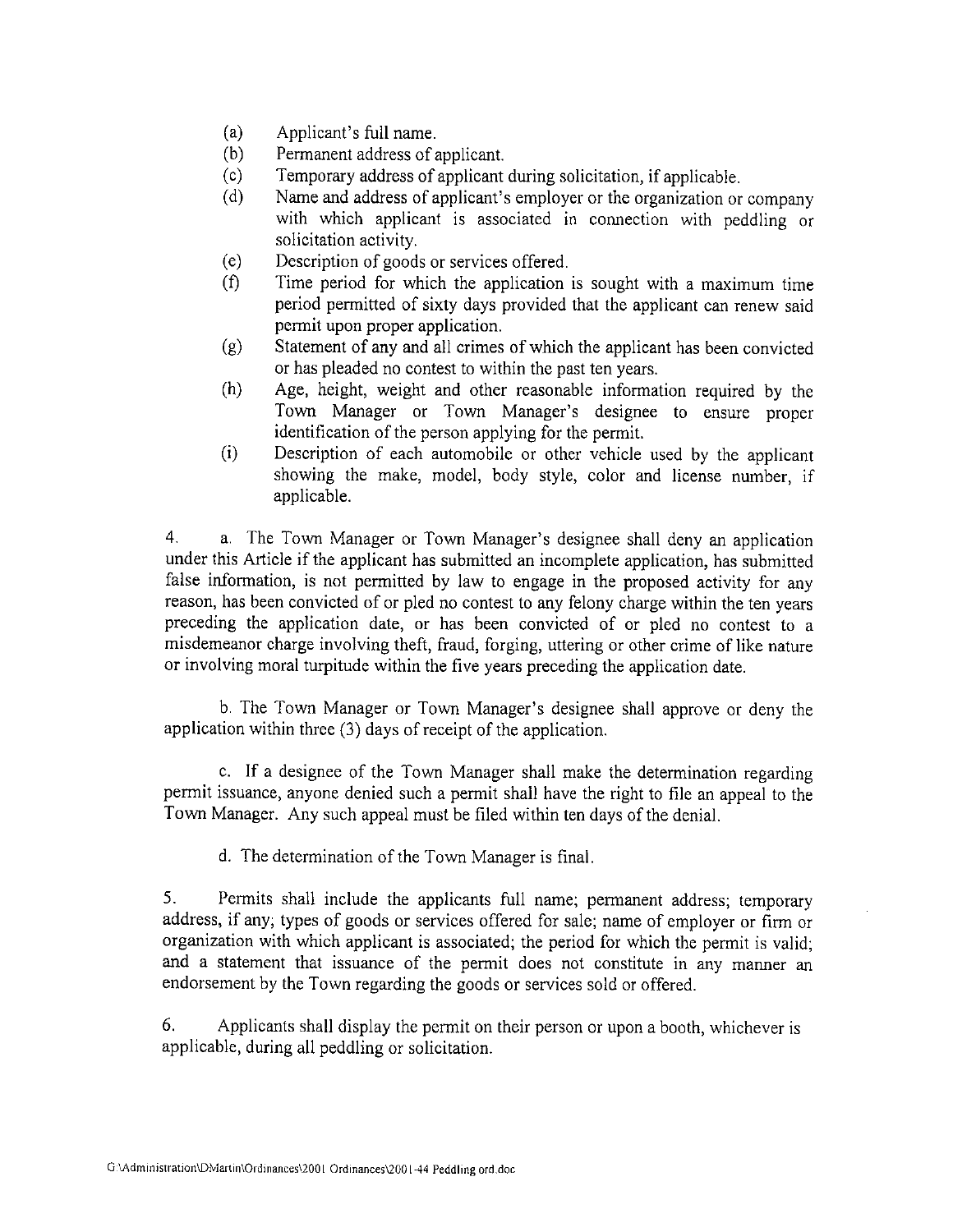(a) Applicant's full name.
(b) Permanent address of applicant.
(c) Temporary address of applicant during solicitation, if applicable.
(d) Name and address of applicant's employer or the organization or company with which applicant is associated in connection with peddling or solicitation activity.
(e) Description of goods or services offered.
(f) Time period for which the application is sought with a maximum time period permitted of sixty days provided that the applicant can renew said permit upon proper application.
(g) Statement of any and all crimes of which the applicant has been convicted or has pleaded no contest to within the past ten years.
(h) Age, height, weight and other reasonable information required by the Town Manager or Town Manager's designee to ensure proper identification of the person applying for the permit.
(i) Description of each automobile or other vehicle used by the applicant showing the make, model, body style, color and license number, if applicable.

4. a. The Town Manager or Town Manager's designee shall deny an application under this Article if the applicant has submitted an incomplete application, has submitted false information, is not permitted by law to engage in the proposed activity for any reason, has been convicted of or pled no contest to any felony charge within the ten years preceding the application date, or has been convicted of or pled no contest to a misdemeanor charge involving theft, fraud, forging, uttering or other crime of like nature or involving moral turpitude within the five years preceding the application date.

b. The Town Manager or Town Manager's designee shall approve or deny the application within three (3) days of receipt of the application.

c. If a designee of the Town Manager shall make the determination regarding permit issuance, anyone denied such a permit shall have the right to file an appeal to the Town Manager. Any such appeal must be filed within ten days of the denial.

d. The determination of the Town Manager is final.

5. Permits shall include the applicants full name; permanent address; temporary address, if any; types of goods or services offered for sale; name of employer or firm or organization with which applicant is associated; the period for which the permit is valid; and a statement that issuance of the permit does not constitute in any manner an endorsement by the Town regarding the goods or services sold or offered.

6. Applicants shall display the permit on their person or upon a booth, whichever is applicable, during all peddling or solicitation.

G:\Administration\DMartin\Ordinances\2001 Ordinances\2001-44 Peddling ord.doc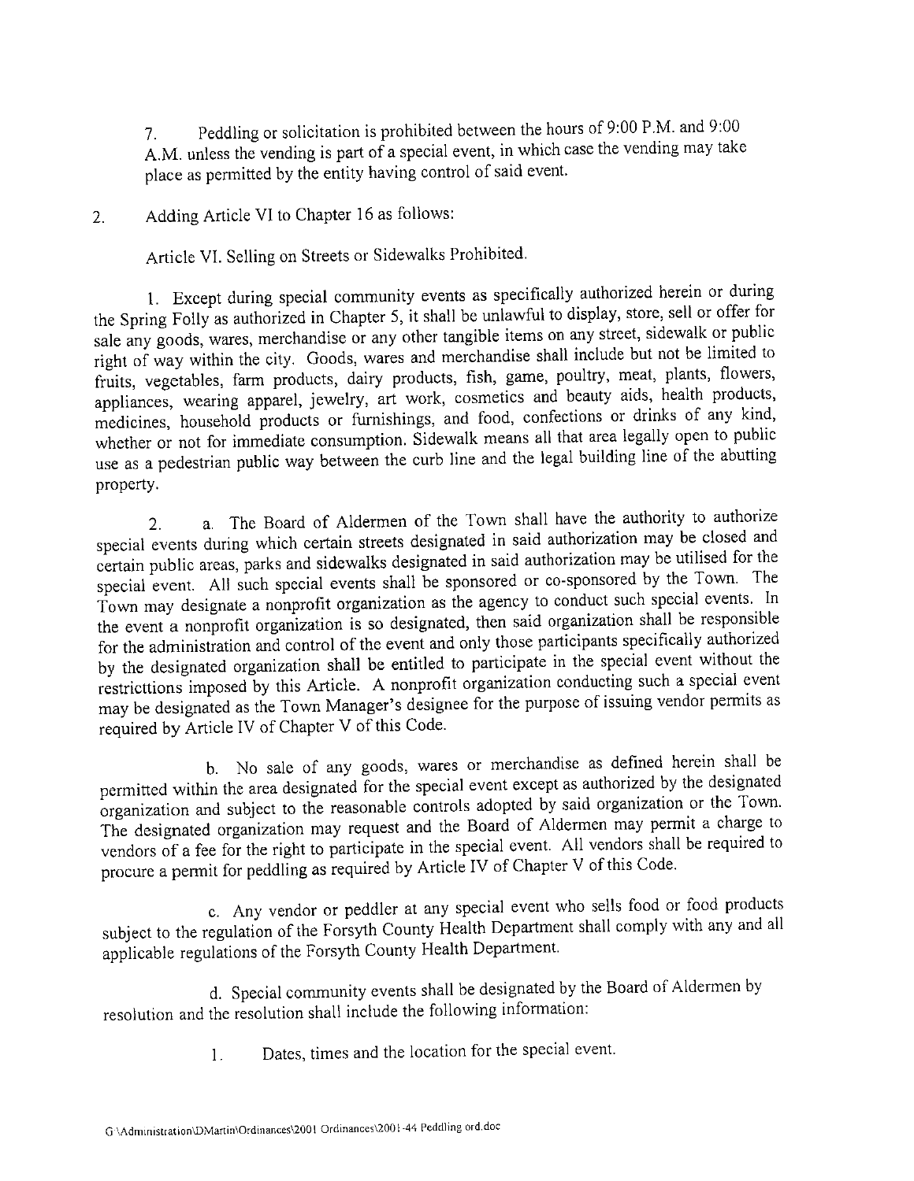7. Peddling or solicitation is prohibited between the hours of 9:00 P.M. and 9:00 A.M. unless the vending is part of a special event, in which case the vending may take place as permitted by the entity having control of said event.

2. Adding Article VI to Chapter 16 as follows:

Article VI. Selling on Streets or Sidewalks Prohibited.

1. Except during special community events as specifically authorized herein or during the Spring Folly as authorized in Chapter 5, it shall be unlawful to display, store, sell or offer for sale any goods, wares, merchandise or any other tangible items on any street, sidewalk or public right of way within the city. Goods, wares and merchandise shall include but not be limited to fruits, vegetables, farm products, dairy products, fish, game, poultry, meat, plants, flowers, appliances, wearing apparel, jewelry, art work, cosmetics and beauty aids, health products, medicines, household products or furnishings, and food, confections or drinks of any kind, whether or not for immediate consumption. Sidewalk means all that area legally open to public use as a pedestrian public way between the curb line and the legal building line of the abutting property.

2. a. The Board of Aldermen of the Town shall have the authority to authorize special events during which certain streets designated in said authorization may be closed and certain public areas, parks and sidewalks designated in said authorization may be utilised for the special event. All such special events shall be sponsored or co-sponsored by the Town. The Town may designate a nonprofit organization as the agency to conduct such special events. In the event a nonprofit organization is so designated, then said organization shall be responsible for the administration and control of the event and only those participants specifically authorized by the designated organization shall be entitled to participate in the special event without the restricttions imposed by this Article. A nonprofit organization conducting such a special event may be designated as the Town Manager's designee for the purpose of issuing vendor permits as required by Article IV of Chapter V of this Code.

b. No sale of any goods, wares or merchandise as defined herein shall be permitted within the area designated for the special event except as authorized by the designated organization and subject to the reasonable controls adopted by said organization or the Town. The designated organization may request and the Board of Aldermen may permit a charge to vendors of a fee for the right to participate in the special event. All vendors shall be required to procure a permit for peddling as required by Article IV of Chapter V of this Code.

c. Any vendor or peddler at any special event who sells food or food products subject to the regulation of the Forsyth County Health Department shall comply with any and all applicable regulations of the Forsyth County Health Department.

d. Special community events shall be designated by the Board of Aldermen by resolution and the resolution shall include the following information:

1. Dates, times and the location for the special event.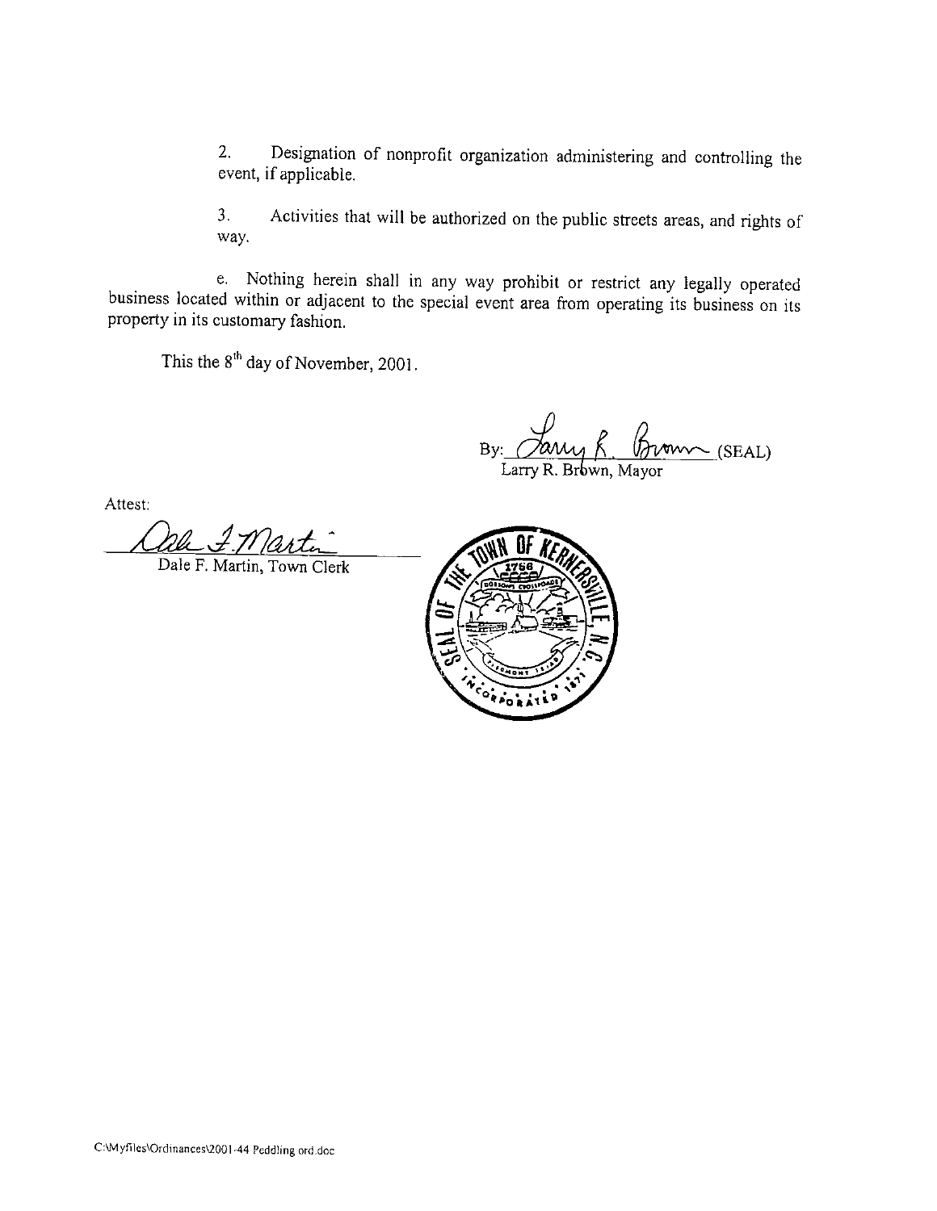2. Designation of nonprofit organization administering and controlling the event, if applicable.

3. Activities that will be authorized on the public streets areas, and rights of way.

e. Nothing herein shall in any way prohibit or restrict any legally operated business located within or adjacent to the special event area from operating its business on its property in its customary fashion.

This the 8th day of November, 2001.

By: Larry R. Brown (SEAL)
Larry R. Brown, Mayor

Attest:

Dale F. Martin
Dale F. Martin, Town Clerk

SEAL OF THE TOWN OF KERNERSVILLE, N.C.
1756
DOBSON'S CROSSROADS
PIEDMONT TRIAD
INCORPORATED 1871

C:\Myfiles\Ordinances\2001-44 Peddling ord.doc